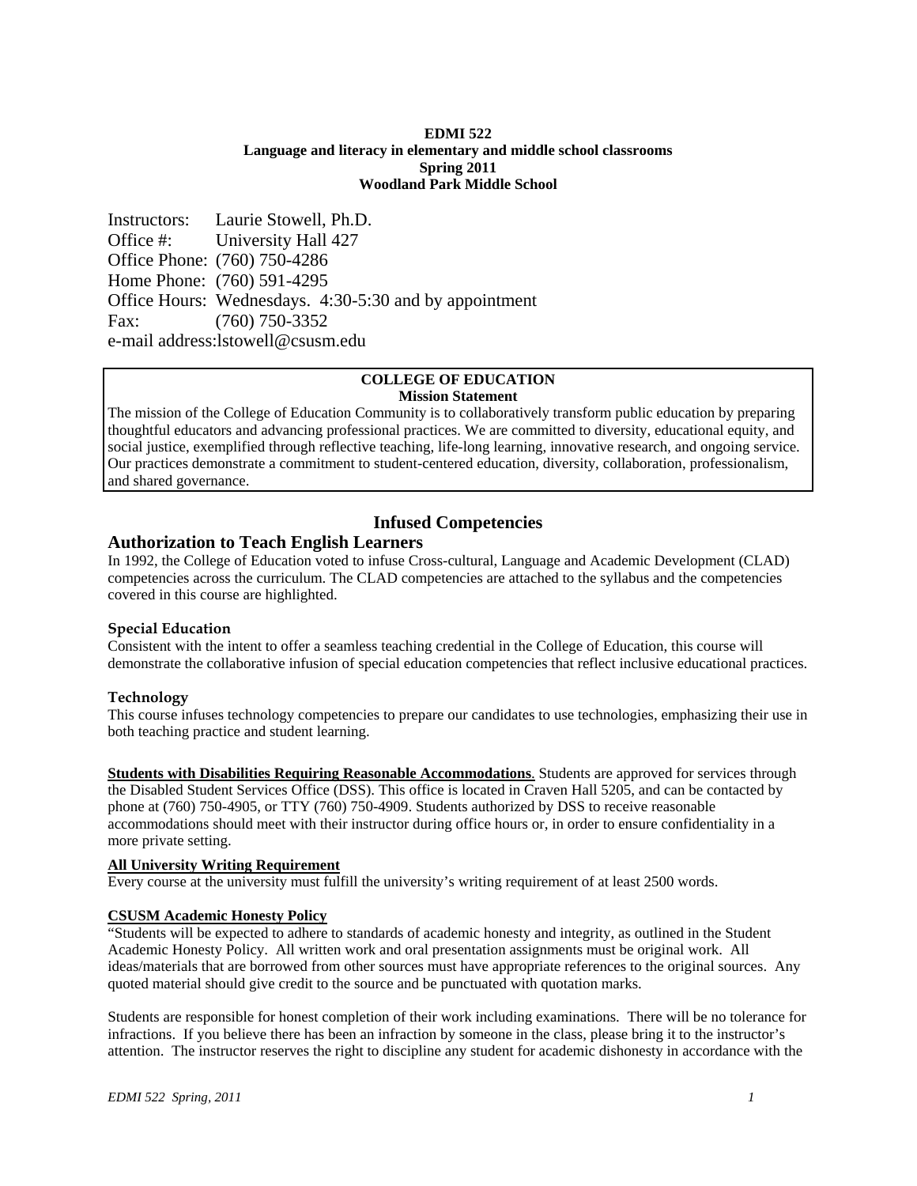**EDMI 522**
**Language and literacy in elementary and middle school classrooms**
**Spring 2011**
**Woodland Park Middle School**

Instructors: Laurie Stowell, Ph.D.
Office #: University Hall 427
Office Phone: (760) 750-4286
Home Phone: (760) 591-4295
Office Hours: Wednesdays. 4:30-5:30 and by appointment
Fax: (760) 750-3352
e-mail address:lstowell@csusm.edu

**COLLEGE OF EDUCATION**
**Mission Statement**

The mission of the College of Education Community is to collaboratively transform public education by preparing thoughtful educators and advancing professional practices. We are committed to diversity, educational equity, and social justice, exemplified through reflective teaching, life-long learning, innovative research, and ongoing service. Our practices demonstrate a commitment to student-centered education, diversity, collaboration, professionalism, and shared governance.

## Infused Competencies

### Authorization to Teach English Learners

In 1992, the College of Education voted to infuse Cross-cultural, Language and Academic Development (CLAD) competencies across the curriculum. The CLAD competencies are attached to the syllabus and the competencies covered in this course are highlighted.

#### Special Education

Consistent with the intent to offer a seamless teaching credential in the College of Education, this course will demonstrate the collaborative infusion of special education competencies that reflect inclusive educational practices.

#### Technology

This course infuses technology competencies to prepare our candidates to use technologies, emphasizing their use in both teaching practice and student learning.

**Students with Disabilities Requiring Reasonable Accommodations**. Students are approved for services through the Disabled Student Services Office (DSS). This office is located in Craven Hall 5205, and can be contacted by phone at (760) 750-4905, or TTY (760) 750-4909. Students authorized by DSS to receive reasonable accommodations should meet with their instructor during office hours or, in order to ensure confidentiality in a more private setting.

**All University Writing Requirement**

Every course at the university must fulfill the university's writing requirement of at least 2500 words.

**CSUSM Academic Honesty Policy**

"Students will be expected to adhere to standards of academic honesty and integrity, as outlined in the Student Academic Honesty Policy. All written work and oral presentation assignments must be original work. All ideas/materials that are borrowed from other sources must have appropriate references to the original sources. Any quoted material should give credit to the source and be punctuated with quotation marks.

Students are responsible for honest completion of their work including examinations. There will be no tolerance for infractions. If you believe there has been an infraction by someone in the class, please bring it to the instructor's attention. The instructor reserves the right to discipline any student for academic dishonesty in accordance with the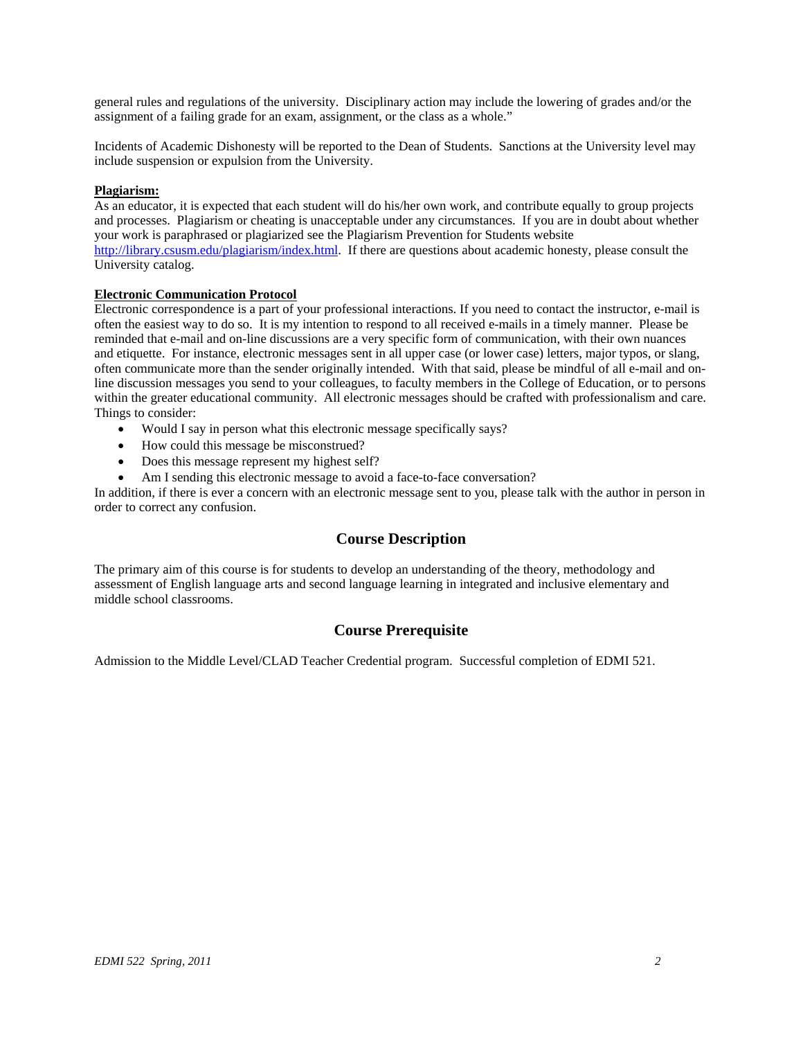general rules and regulations of the university. Disciplinary action may include the lowering of grades and/or the assignment of a failing grade for an exam, assignment, or the class as a whole."

Incidents of Academic Dishonesty will be reported to the Dean of Students. Sanctions at the University level may include suspension or expulsion from the University.

**Plagiarism:**

As an educator, it is expected that each student will do his/her own work, and contribute equally to group projects and processes. Plagiarism or cheating is unacceptable under any circumstances. If you are in doubt about whether your work is paraphrased or plagiarized see the Plagiarism Prevention for Students website http://library.csusm.edu/plagiarism/index.html. If there are questions about academic honesty, please consult the University catalog.

**Electronic Communication Protocol**

Electronic correspondence is a part of your professional interactions. If you need to contact the instructor, e-mail is often the easiest way to do so. It is my intention to respond to all received e-mails in a timely manner. Please be reminded that e-mail and on-line discussions are a very specific form of communication, with their own nuances and etiquette. For instance, electronic messages sent in all upper case (or lower case) letters, major typos, or slang, often communicate more than the sender originally intended. With that said, please be mindful of all e-mail and on-line discussion messages you send to your colleagues, to faculty members in the College of Education, or to persons within the greater educational community. All electronic messages should be crafted with professionalism and care. Things to consider:

- Would I say in person what this electronic message specifically says?
- How could this message be misconstrued?
- Does this message represent my highest self?
- Am I sending this electronic message to avoid a face-to-face conversation?

In addition, if there is ever a concern with an electronic message sent to you, please talk with the author in person in order to correct any confusion.

## Course Description

The primary aim of this course is for students to develop an understanding of the theory, methodology and assessment of English language arts and second language learning in integrated and inclusive elementary and middle school classrooms.

## Course Prerequisite

Admission to the Middle Level/CLAD Teacher Credential program. Successful completion of EDMI 521.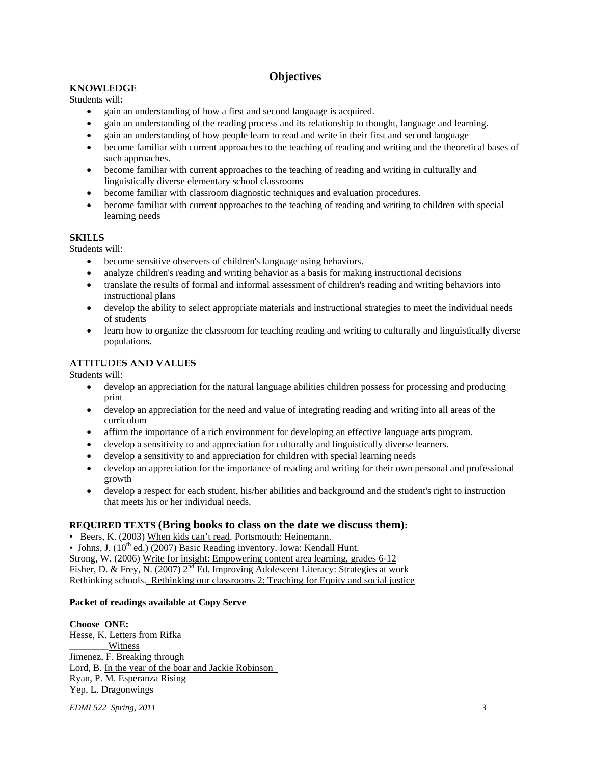## Objectives

**KNOWLEDGE**

Students will:

- gain an understanding of how a first and second language is acquired.
- gain an understanding of the reading process and its relationship to thought, language and learning.
- gain an understanding of how people learn to read and write in their first and second language
- become familiar with current approaches to the teaching of reading and writing and the theoretical bases of such approaches.
- become familiar with current approaches to the teaching of reading and writing in culturally and linguistically diverse elementary school classrooms
- become familiar with classroom diagnostic techniques and evaluation procedures.
- become familiar with current approaches to the teaching of reading and writing to children with special learning needs

**SKILLS**

Students will:

- become sensitive observers of children's language using behaviors.
- analyze children's reading and writing behavior as a basis for making instructional decisions
- translate the results of formal and informal assessment of children's reading and writing behaviors into instructional plans
- develop the ability to select appropriate materials and instructional strategies to meet the individual needs of students
- learn how to organize the classroom for teaching reading and writing to culturally and linguistically diverse populations.

**ATTITUDES AND VALUES**

Students will:

- develop an appreciation for the natural language abilities children possess for processing and producing print
- develop an appreciation for the need and value of integrating reading and writing into all areas of the curriculum
- affirm the importance of a rich environment for developing an effective language arts program.
- develop a sensitivity to and appreciation for culturally and linguistically diverse learners.
- develop a sensitivity to and appreciation for children with special learning needs
- develop an appreciation for the importance of reading and writing for their own personal and professional growth
- develop a respect for each student, his/her abilities and background and the student's right to instruction that meets his or her individual needs.

**REQUIRED TEXTS (Bring books to class on the date we discuss them):**

- Beers, K. (2003) When kids can't read. Portsmouth: Heinemann.
- Johns, J. (10th ed.) (2007) Basic Reading inventory. Iowa: Kendall Hunt.

Strong, W. (2006) Write for insight: Empowering content area learning, grades 6-12

Fisher, D. & Frey, N. (2007) 2nd Ed. Improving Adolescent Literacy: Strategies at work

Rethinking schools. Rethinking our classrooms 2: Teaching for Equity and social justice

**Packet of readings available at Copy Serve**

**Choose ONE:**

Hesse, K. Letters from Rifka

________Witness

Jimenez, F. Breaking through

Lord, B. In the year of the boar and Jackie Robinson

Ryan, P. M. Esperanza Rising

Yep, L. Dragonwings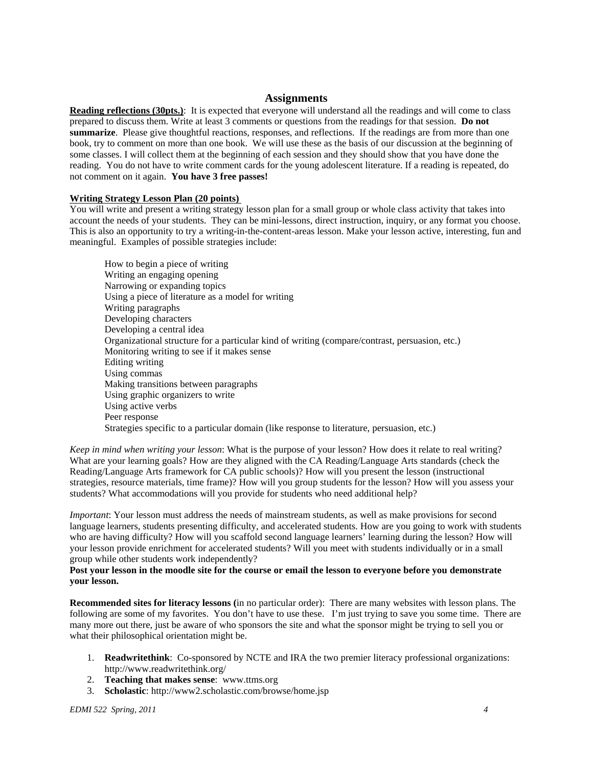## Assignments

**Reading reflections (30pts.)**: It is expected that everyone will understand all the readings and will come to class prepared to discuss them. Write at least 3 comments or questions from the readings for that session. **Do not summarize**. Please give thoughtful reactions, responses, and reflections. If the readings are from more than one book, try to comment on more than one book. We will use these as the basis of our discussion at the beginning of some classes. I will collect them at the beginning of each session and they should show that you have done the reading. You do not have to write comment cards for the young adolescent literature. If a reading is repeated, do not comment on it again. **You have 3 free passes!**

**Writing Strategy Lesson Plan (20 points)**

You will write and present a writing strategy lesson plan for a small group or whole class activity that takes into account the needs of your students. They can be mini-lessons, direct instruction, inquiry, or any format you choose. This is also an opportunity to try a writing-in-the-content-areas lesson. Make your lesson active, interesting, fun and meaningful. Examples of possible strategies include:

- How to begin a piece of writing
- Writing an engaging opening
- Narrowing or expanding topics
- Using a piece of literature as a model for writing
- Writing paragraphs
- Developing characters
- Developing a central idea
- Organizational structure for a particular kind of writing (compare/contrast, persuasion, etc.)
- Monitoring writing to see if it makes sense
- Editing writing
- Using commas
- Making transitions between paragraphs
- Using graphic organizers to write
- Using active verbs
- Peer response
- Strategies specific to a particular domain (like response to literature, persuasion, etc.)

*Keep in mind when writing your lesson*: What is the purpose of your lesson? How does it relate to real writing? What are your learning goals? How are they aligned with the CA Reading/Language Arts standards (check the Reading/Language Arts framework for CA public schools)? How will you present the lesson (instructional strategies, resource materials, time frame)? How will you group students for the lesson? How will you assess your students? What accommodations will you provide for students who need additional help?

*Important*: Your lesson must address the needs of mainstream students, as well as make provisions for second language learners, students presenting difficulty, and accelerated students. How are you going to work with students who are having difficulty? How will you scaffold second language learners' learning during the lesson? How will your lesson provide enrichment for accelerated students? Will you meet with students individually or in a small group while other students work independently?

**Post your lesson in the moodle site for the course or email the lesson to everyone before you demonstrate your lesson.**

**Recommended sites for literacy lessons (**in no particular order): There are many websites with lesson plans. The following are some of my favorites. You don't have to use these. I'm just trying to save you some time. There are many more out there, just be aware of who sponsors the site and what the sponsor might be trying to sell you or what their philosophical orientation might be.

1. **Readwritethink**: Co-sponsored by NCTE and IRA the two premier literacy professional organizations: http://www.readwritethink.org/
2. **Teaching that makes sense**: www.ttms.org
3. **Scholastic**: http://www2.scholastic.com/browse/home.jsp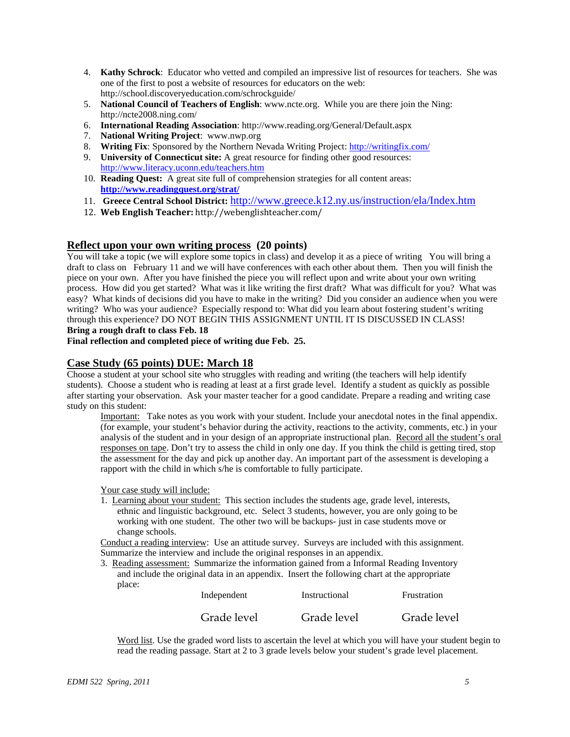4. **Kathy Schrock**: Educator who vetted and compiled an impressive list of resources for teachers. She was one of the first to post a website of resources for educators on the web: http://school.discoveryeducation.com/schrockguide/
5. **National Council of Teachers of English**: www.ncte.org. While you are there join the Ning: http://ncte2008.ning.com/
6. **International Reading Association**: http://www.reading.org/General/Default.aspx
7. **National Writing Project**: www.nwp.org
8. **Writing Fix**: Sponsored by the Northern Nevada Writing Project: http://writingfix.com/
9. **University of Connecticut site:** A great resource for finding other good resources: http://www.literacy.uconn.edu/teachers.htm
10. **Reading Quest:** A great site full of comprehension strategies for all content areas: **http://www.readingquest.org/strat/**
11. **Greece Central School District:** http://www.greece.k12.ny.us/instruction/ela/Index.htm
12. **Web English Teacher:** http://webenglishteacher.com/

## Reflect upon your own writing process (20 points)

You will take a topic (we will explore some topics in class) and develop it as a piece of writing You will bring a draft to class on February 11 and we will have conferences with each other about them. Then you will finish the piece on your own. After you have finished the piece you will reflect upon and write about your own writing process. How did you get started? What was it like writing the first draft? What was difficult for you? What was easy? What kinds of decisions did you have to make in the writing? Did you consider an audience when you were writing? Who was your audience? Especially respond to: What did you learn about fostering student's writing through this experience? DO NOT BEGIN THIS ASSIGNMENT UNTIL IT IS DISCUSSED IN CLASS!

**Bring a rough draft to class Feb. 18**

**Final reflection and completed piece of writing due Feb. 25.**

## Case Study (65 points) DUE: March 18

Choose a student at your school site who struggles with reading and writing (the teachers will help identify students). Choose a student who is reading at least at a first grade level. Identify a student as quickly as possible after starting your observation. Ask your master teacher for a good candidate. Prepare a reading and writing case study on this student:

Important: Take notes as you work with your student. Include your anecdotal notes in the final appendix. (for example, your student's behavior during the activity, reactions to the activity, comments, etc.) in your analysis of the student and in your design of an appropriate instructional plan. Record all the student's oral responses on tape. Don't try to assess the child in only one day. If you think the child is getting tired, stop the assessment for the day and pick up another day. An important part of the assessment is developing a rapport with the child in which s/he is comfortable to fully participate.

Your case study will include:

1. Learning about your student: This section includes the students age, grade level, interests, ethnic and linguistic background, etc. Select 3 students, however, you are only going to be working with one student. The other two will be backups- just in case students move or change schools.

Conduct a reading interview: Use an attitude survey. Surveys are included with this assignment. Summarize the interview and include the original responses in an appendix.

3. Reading assessment: Summarize the information gained from a Informal Reading Inventory and include the original data in an appendix. Insert the following chart at the appropriate place:

| Independent | Instructional | Frustration |
|---|---|---|
| Grade level | Grade level | Grade level |

Word list. Use the graded word lists to ascertain the level at which you will have your student begin to read the reading passage. Start at 2 to 3 grade levels below your student's grade level placement.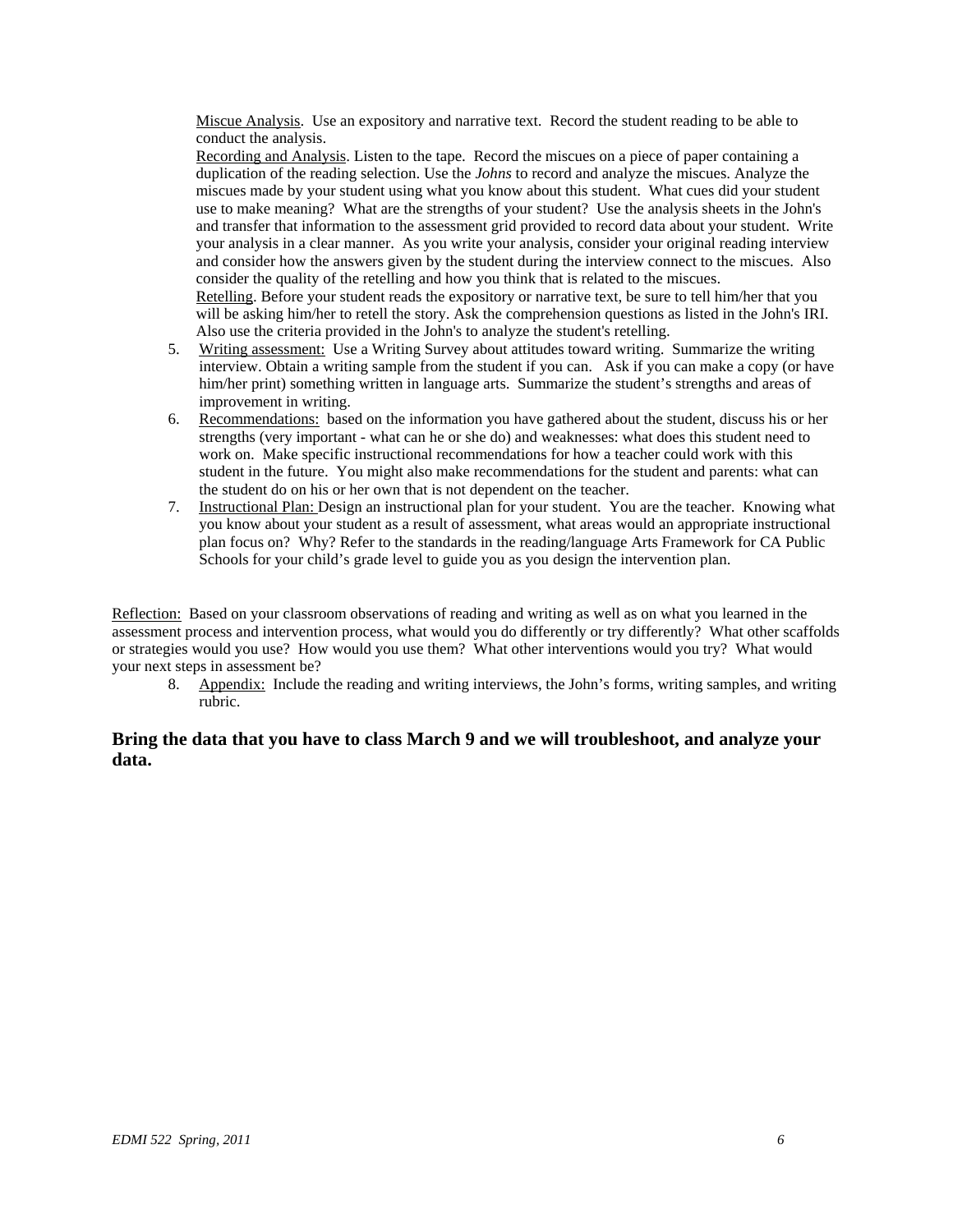Miscue Analysis. Use an expository and narrative text. Record the student reading to be able to conduct the analysis.

Recording and Analysis. Listen to the tape. Record the miscues on a piece of paper containing a duplication of the reading selection. Use the *Johns* to record and analyze the miscues. Analyze the miscues made by your student using what you know about this student. What cues did your student use to make meaning? What are the strengths of your student? Use the analysis sheets in the John's and transfer that information to the assessment grid provided to record data about your student. Write your analysis in a clear manner. As you write your analysis, consider your original reading interview and consider how the answers given by the student during the interview connect to the miscues. Also consider the quality of the retelling and how you think that is related to the miscues.

Retelling. Before your student reads the expository or narrative text, be sure to tell him/her that you will be asking him/her to retell the story. Ask the comprehension questions as listed in the John's IRI. Also use the criteria provided in the John's to analyze the student's retelling.

5. Writing assessment: Use a Writing Survey about attitudes toward writing. Summarize the writing interview. Obtain a writing sample from the student if you can. Ask if you can make a copy (or have him/her print) something written in language arts. Summarize the student's strengths and areas of improvement in writing.
6. Recommendations: based on the information you have gathered about the student, discuss his or her strengths (very important - what can he or she do) and weaknesses: what does this student need to work on. Make specific instructional recommendations for how a teacher could work with this student in the future. You might also make recommendations for the student and parents: what can the student do on his or her own that is not dependent on the teacher.
7. Instructional Plan: Design an instructional plan for your student. You are the teacher. Knowing what you know about your student as a result of assessment, what areas would an appropriate instructional plan focus on? Why? Refer to the standards in the reading/language Arts Framework for CA Public Schools for your child's grade level to guide you as you design the intervention plan.

Reflection: Based on your classroom observations of reading and writing as well as on what you learned in the assessment process and intervention process, what would you do differently or try differently? What other scaffolds or strategies would you use? How would you use them? What other interventions would you try? What would your next steps in assessment be?

8. Appendix: Include the reading and writing interviews, the John's forms, writing samples, and writing rubric.

**Bring the data that you have to class March 9 and we will troubleshoot, and analyze your data.**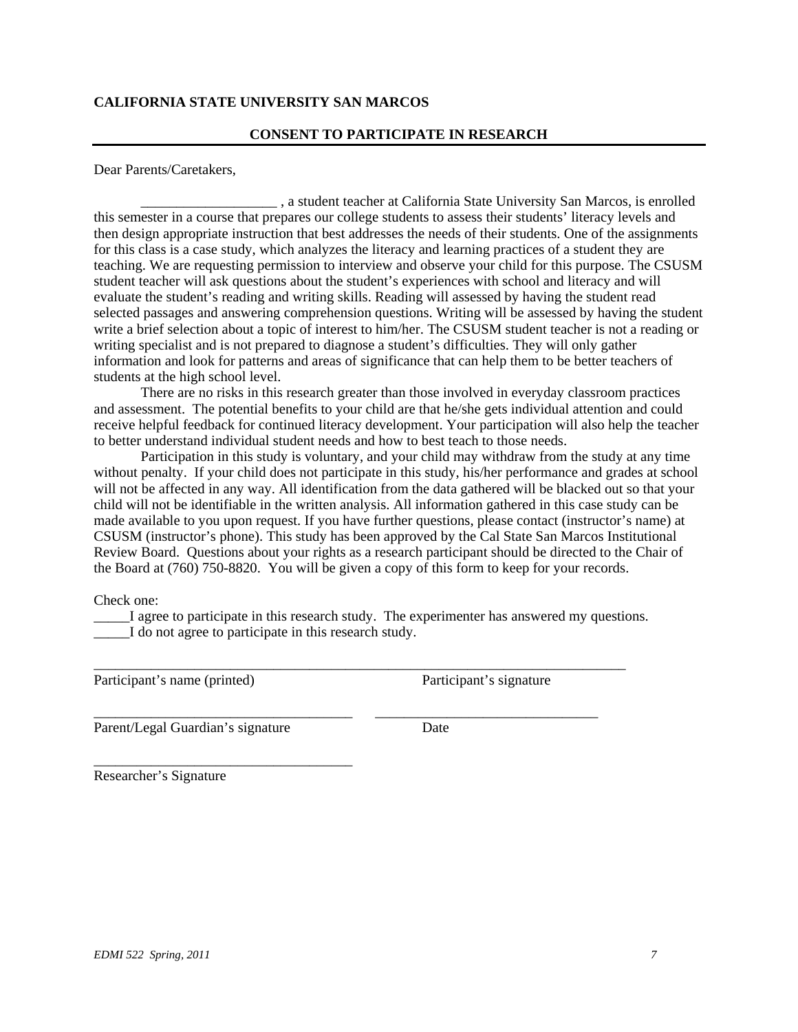**CALIFORNIA STATE UNIVERSITY SAN MARCOS**

**CONSENT TO PARTICIPATE IN RESEARCH**

Dear Parents/Caretakers,

___________________ , a student teacher at California State University San Marcos, is enrolled this semester in a course that prepares our college students to assess their students' literacy levels and then design appropriate instruction that best addresses the needs of their students. One of the assignments for this class is a case study, which analyzes the literacy and learning practices of a student they are teaching. We are requesting permission to interview and observe your child for this purpose. The CSUSM student teacher will ask questions about the student's experiences with school and literacy and will evaluate the student's reading and writing skills. Reading will assessed by having the student read selected passages and answering comprehension questions. Writing will be assessed by having the student write a brief selection about a topic of interest to him/her. The CSUSM student teacher is not a reading or writing specialist and is not prepared to diagnose a student's difficulties. They will only gather information and look for patterns and areas of significance that can help them to be better teachers of students at the high school level.

There are no risks in this research greater than those involved in everyday classroom practices and assessment. The potential benefits to your child are that he/she gets individual attention and could receive helpful feedback for continued literacy development. Your participation will also help the teacher to better understand individual student needs and how to best teach to those needs.

Participation in this study is voluntary, and your child may withdraw from the study at any time without penalty. If your child does not participate in this study, his/her performance and grades at school will not be affected in any way. All identification from the data gathered will be blacked out so that your child will not be identifiable in the written analysis. All information gathered in this case study can be made available to you upon request. If you have further questions, please contact (instructor's name) at CSUSM (instructor's phone). This study has been approved by the Cal State San Marcos Institutional Review Board. Questions about your rights as a research participant should be directed to the Chair of the Board at (760) 750-8820. You will be given a copy of this form to keep for your records.

Check one:

_____I agree to participate in this research study. The experimenter has answered my questions.

_____I do not agree to participate in this research study.

_____________________________________ _____________________________________

Participant's name (printed) Participant's signature

_____________________________________ _______________________________

Parent/Legal Guardian's signature Date

_____________________________________

Researcher's Signature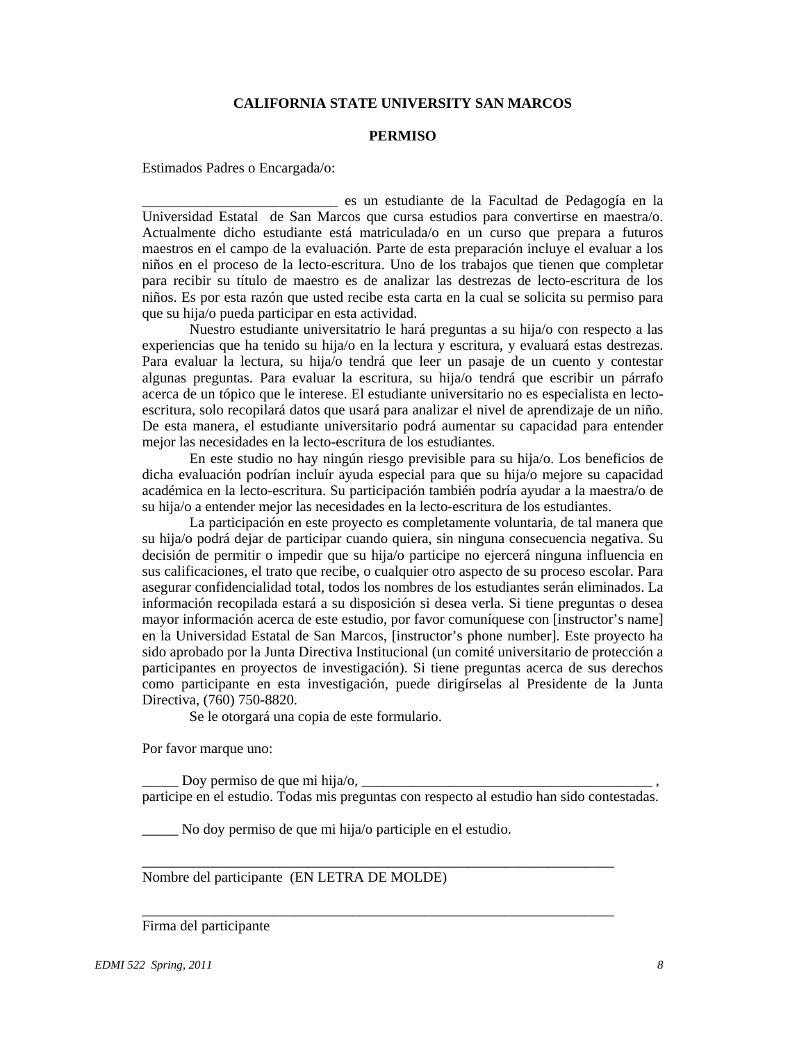**CALIFORNIA STATE UNIVERSITY SAN MARCOS**

**PERMISO**

Estimados Padres o Encargada/o:

___________________________ es un estudiante de la Facultad de Pedagogía en la Universidad Estatal de San Marcos que cursa estudios para convertirse en maestra/o. Actualmente dicho estudiante está matriculada/o en un curso que prepara a futuros maestros en el campo de la evaluación. Parte de esta preparación incluye el evaluar a los niños en el proceso de la lecto-escritura. Uno de los trabajos que tienen que completar para recibir su título de maestro es de analizar las destrezas de lecto-escritura de los niños. Es por esta razón que usted recibe esta carta en la cual se solicita su permiso para que su hija/o pueda participar en esta actividad.

Nuestro estudiante universitatrio le hará preguntas a su hija/o con respecto a las experiencias que ha tenido su hija/o en la lectura y escritura, y evaluará estas destrezas. Para evaluar la lectura, su hija/o tendrá que leer un pasaje de un cuento y contestar algunas preguntas. Para evaluar la escritura, su hija/o tendrá que escribir un párrafo acerca de un tópico que le interese. El estudiante universitario no es especialista en lecto-escritura, solo recopilará datos que usará para analizar el nivel de aprendizaje de un niño. De esta manera, el estudiante universitario podrá aumentar su capacidad para entender mejor las necesidades en la lecto-escritura de los estudiantes.

En este studio no hay ningún riesgo previsible para su hija/o. Los beneficios de dicha evaluación podrían incluír ayuda especial para que su hija/o mejore su capacidad académica en la lecto-escritura. Su participación también podría ayudar a la maestra/o de su hija/o a entender mejor las necesidades en la lecto-escritura de los estudiantes.

La participación en este proyecto es completamente voluntaria, de tal manera que su hija/o podrá dejar de participar cuando quiera, sin ninguna consecuencia negativa. Su decisión de permitir o impedir que su hija/o participe no ejercerá ninguna influencia en sus calificaciones, el trato que recibe, o cualquier otro aspecto de su proceso escolar. Para asegurar confidencialidad total, todos los nombres de los estudiantes serán eliminados. La información recopilada estará a su disposición si desea verla. Si tiene preguntas o desea mayor información acerca de este estudio, por favor comuníquese con [instructor's name] en la Universidad Estatal de San Marcos, [instructor's phone number]. Este proyecto ha sido aprobado por la Junta Directiva Institucional (un comité universitario de protección a participantes en proyectos de investigación). Si tiene preguntas acerca de sus derechos como participante en esta investigación, puede dirigírselas al Presidente de la Junta Directiva, (760) 750-8820.

Se le otorgará una copia de este formulario.

Por favor marque uno:

_____ Doy permiso de que mi hija/o, ________________________________________ , participe en el estudio. Todas mis preguntas con respecto al estudio han sido contestadas.

_____ No doy permiso de que mi hija/o participle en el estudio.

__________________________________________________________________
Nombre del participante (EN LETRA DE MOLDE)

__________________________________________________________________
Firma del participante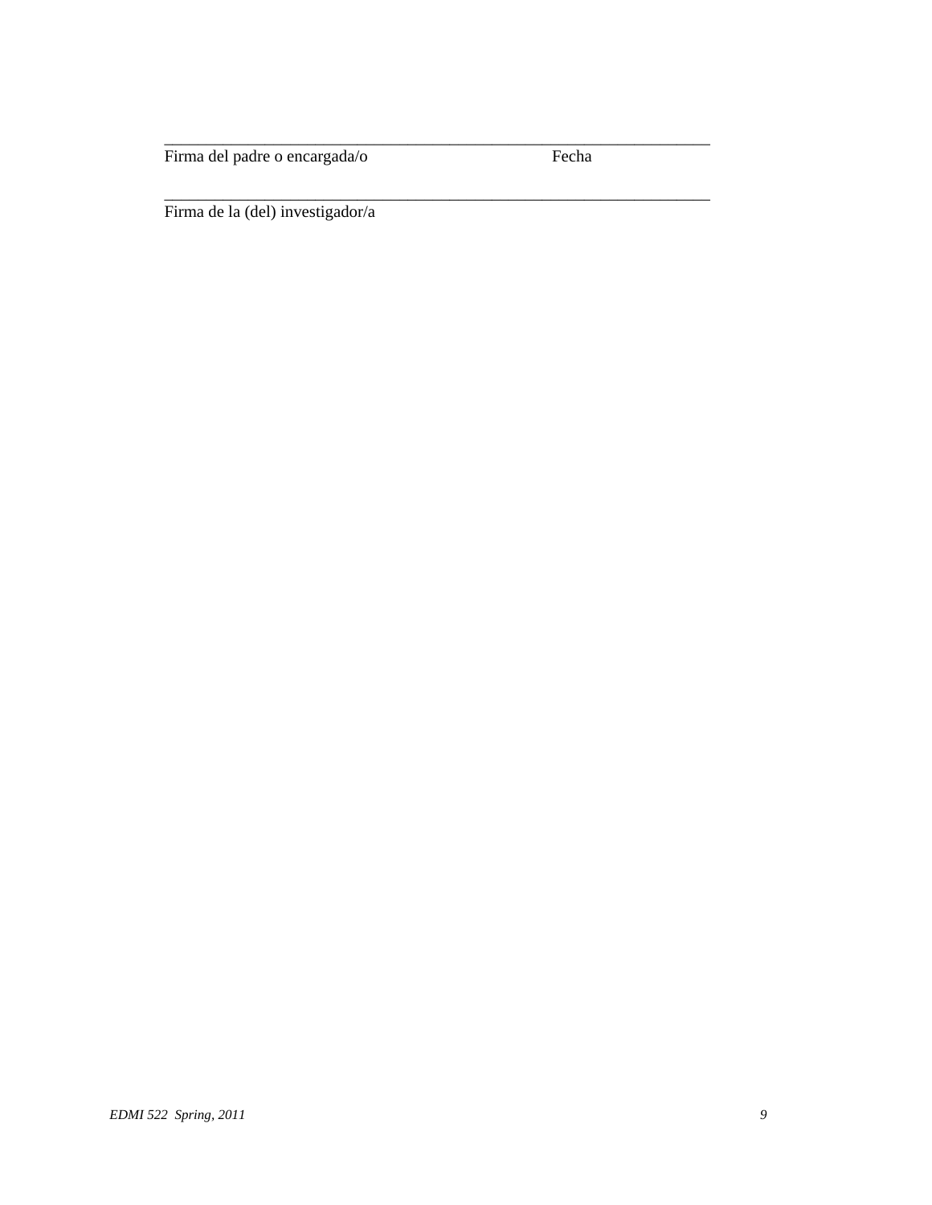\_\_\_\_\_\_\_\_\_\_\_\_\_\_\_\_\_\_\_\_\_\_\_\_\_\_\_\_\_\_\_\_\_\_\_\_\_\_\_\_\_\_\_\_\_\_\_\_\_\_\_\_\_\_\_\_\_\_\_\_\_\_\_\_\_\_\_\_

Firma del padre o encargada/o                                    Fecha

\_\_\_\_\_\_\_\_\_\_\_\_\_\_\_\_\_\_\_\_\_\_\_\_\_\_\_\_\_\_\_\_\_\_\_\_\_\_\_\_\_\_\_\_\_\_\_\_\_\_\_\_\_\_\_\_\_\_\_\_\_\_\_\_\_\_\_\_

Firma de la (del) investigador/a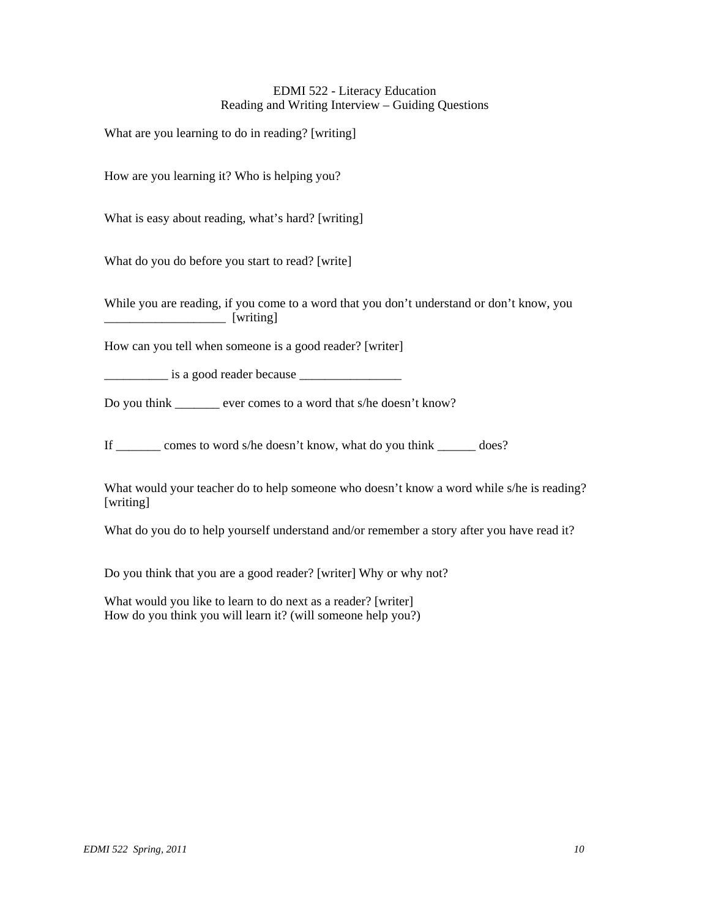EDMI 522 - Literacy Education
Reading and Writing Interview – Guiding Questions

What are you learning to do in reading? [writing]

How are you learning it? Who is helping you?

What is easy about reading, what's hard? [writing]

What do you do before you start to read? [write]

While you are reading, if you come to a word that you don't understand or don't know, you ___________________ [writing]

How can you tell when someone is a good reader? [writer]

__________ is a good reader because ________________

Do you think _______ ever comes to a word that s/he doesn't know?

If _______ comes to word s/he doesn't know, what do you think ______ does?

What would your teacher do to help someone who doesn't know a word while s/he is reading? [writing]

What do you do to help yourself understand and/or remember a story after you have read it?

Do you think that you are a good reader? [writer] Why or why not?

What would you like to learn to do next as a reader? [writer]
How do you think you will learn it? (will someone help you?)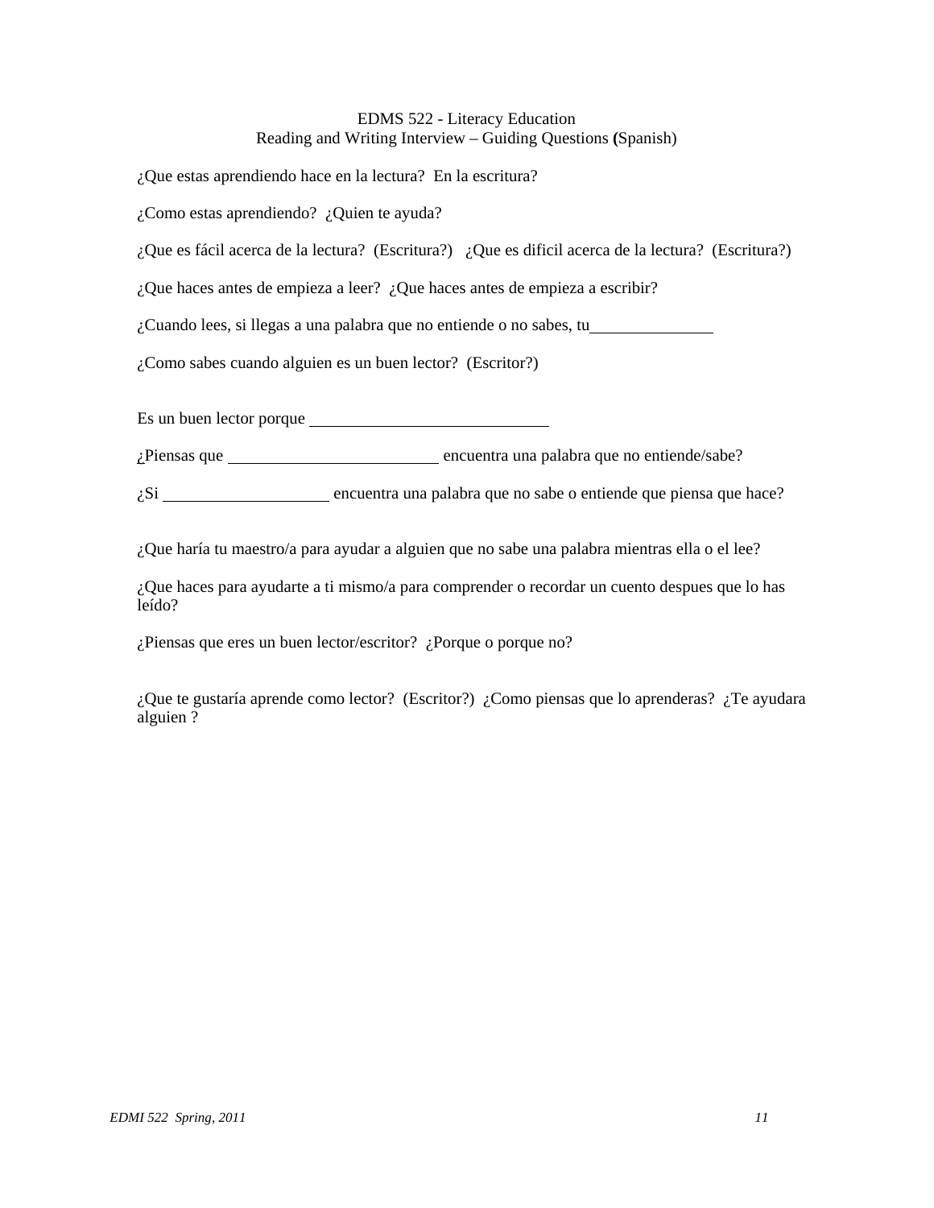EDMS 522 - Literacy Education
Reading and Writing Interview – Guiding Questions **(**Spanish)

¿Que estas aprendiendo hace en la lectura?  En la escritura?

¿Como estas aprendiendo?  ¿Quien te ayuda?

¿Que es fácil acerca de la lectura?  (Escritura?)   ¿Que es dificil acerca de la lectura?  (Escritura?)

¿Que haces antes de empieza a leer?  ¿Que haces antes de empieza a escribir?

¿Cuando lees, si llegas a una palabra que no entiende o no sabes, tu_______________

¿Como sabes cuando alguien es un buen lector?  (Escritor?)

Es un buen lector porque ______________________________

¿Piensas que __________________________ encuentra una palabra que no entiende/sabe?

¿Si ____________________ encuentra una palabra que no sabe o entiende que piensa que hace?

¿Que haría tu maestro/a para ayudar a alguien que no sabe una palabra mientras ella o el lee?

¿Que haces para ayudarte a ti mismo/a para comprender o recordar un cuento despues que lo has leído?

¿Piensas que eres un buen lector/escritor?  ¿Porque o porque no?

¿Que te gustaría aprende como lector?  (Escritor?)  ¿Como piensas que lo aprenderas?  ¿Te ayudara alguien ?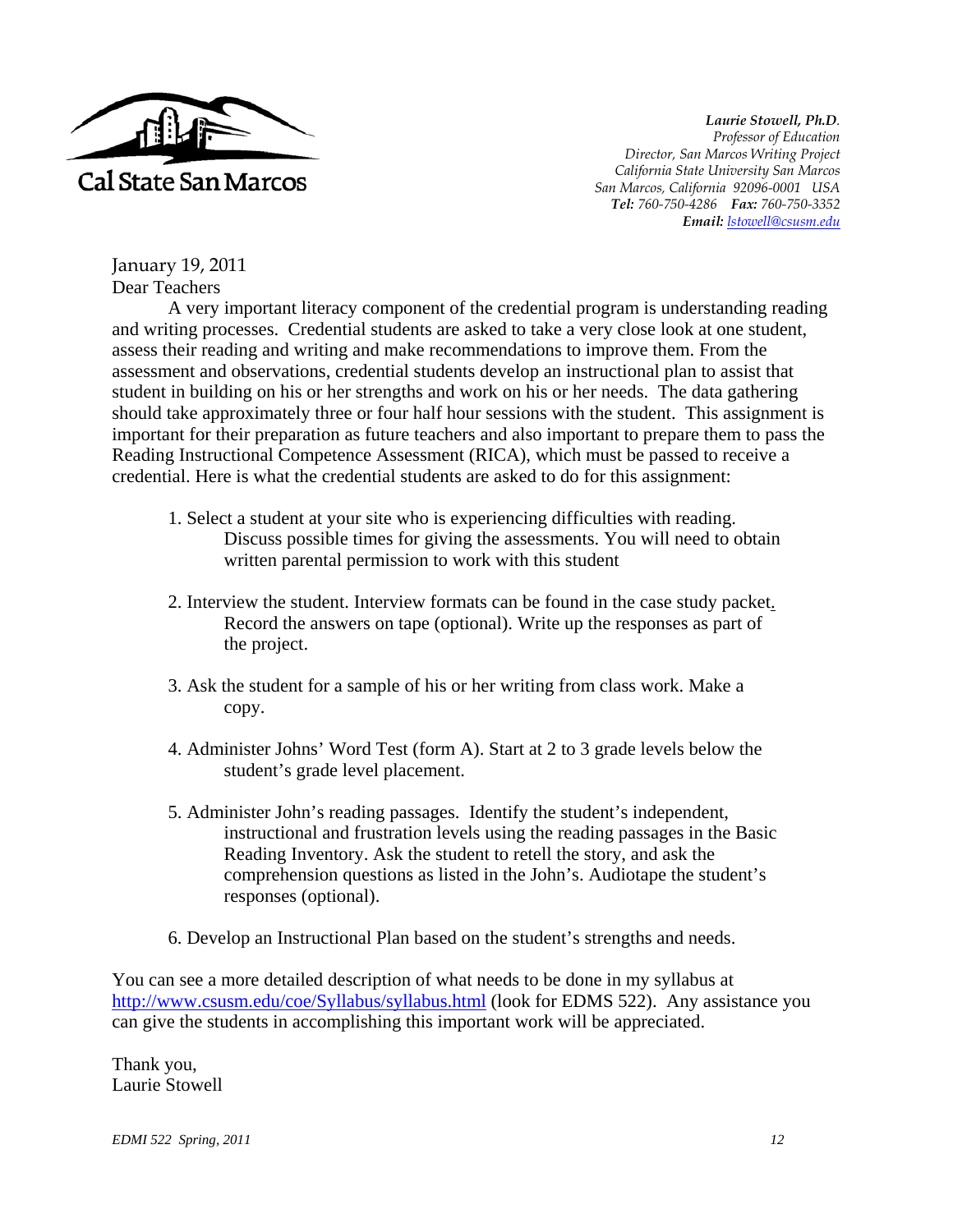Cal State San Marcos

*Laurie Stowell, Ph.D.*
*Professor of Education*
*Director, San Marcos Writing Project*
*California State University San Marcos*
*San Marcos, California 92096-0001 USA*
***Tel:** 760-750-4286* ***Fax:** 760-750-3352*
***Email:** [lstowell@csusm.edu](mailto:lstowell@csusm.edu)*

January 19, 2011

Dear Teachers

A very important literacy component of the credential program is understanding reading and writing processes. Credential students are asked to take a very close look at one student, assess their reading and writing and make recommendations to improve them. From the assessment and observations, credential students develop an instructional plan to assist that student in building on his or her strengths and work on his or her needs. The data gathering should take approximately three or four half hour sessions with the student. This assignment is important for their preparation as future teachers and also important to prepare them to pass the Reading Instructional Competence Assessment (RICA), which must be passed to receive a credential. Here is what the credential students are asked to do for this assignment:

1. Select a student at your site who is experiencing difficulties with reading. Discuss possible times for giving the assessments. You will need to obtain written parental permission to work with this student

2. Interview the student. Interview formats can be found in the case study packet. Record the answers on tape (optional). Write up the responses as part of the project.

3. Ask the student for a sample of his or her writing from class work. Make a copy.

4. Administer Johns' Word Test (form A). Start at 2 to 3 grade levels below the student's grade level placement.

5. Administer John's reading passages. Identify the student's independent, instructional and frustration levels using the reading passages in the Basic Reading Inventory. Ask the student to retell the story, and ask the comprehension questions as listed in the John's. Audiotape the student's responses (optional).

6. Develop an Instructional Plan based on the student's strengths and needs.

You can see a more detailed description of what needs to be done in my syllabus at [http://www.csusm.edu/coe/Syllabus/syllabus.html](http://www.csusm.edu/coe/Syllabus/syllabus.html) (look for EDMS 522). Any assistance you can give the students in accomplishing this important work will be appreciated.

Thank you,
Laurie Stowell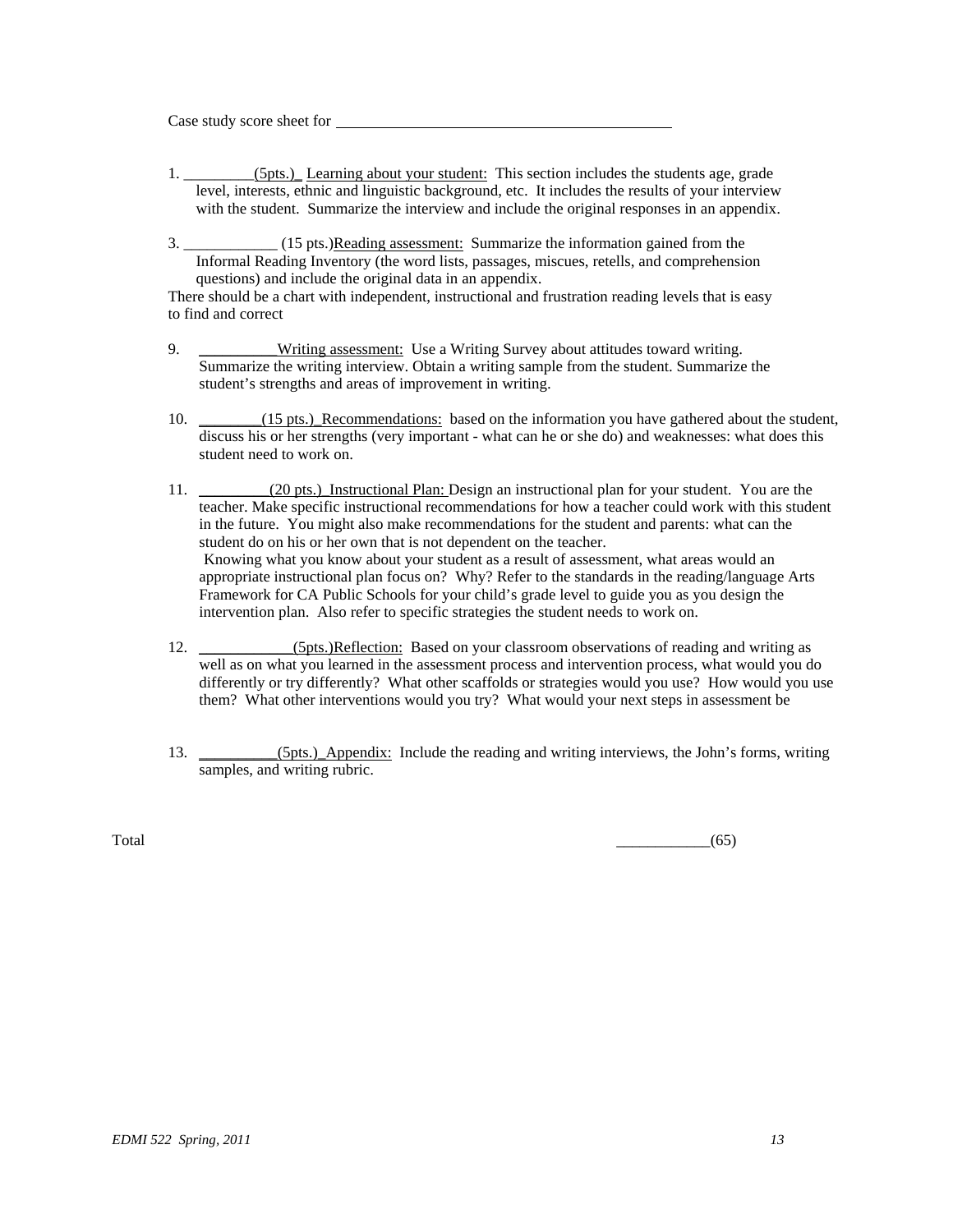Case study score sheet for ________________________________________

1. _________(5pts.)_ Learning about your student: This section includes the students age, grade level, interests, ethnic and linguistic background, etc. It includes the results of your interview with the student. Summarize the interview and include the original responses in an appendix.

3. ____________ (15 pts.)Reading assessment: Summarize the information gained from the Informal Reading Inventory (the word lists, passages, miscues, retells, and comprehension questions) and include the original data in an appendix.

There should be a chart with independent, instructional and frustration reading levels that is easy to find and correct

9. __________Writing assessment: Use a Writing Survey about attitudes toward writing. Summarize the writing interview. Obtain a writing sample from the student. Summarize the student's strengths and areas of improvement in writing.

10. ________(15 pts.)_Recommendations: based on the information you have gathered about the student, discuss his or her strengths (very important - what can he or she do) and weaknesses: what does this student need to work on.

11. _________(20 pts.)_Instructional Plan: Design an instructional plan for your student. You are the teacher. Make specific instructional recommendations for how a teacher could work with this student in the future. You might also make recommendations for the student and parents: what can the student do on his or her own that is not dependent on the teacher.
 Knowing what you know about your student as a result of assessment, what areas would an appropriate instructional plan focus on? Why? Refer to the standards in the reading/language Arts Framework for CA Public Schools for your child's grade level to guide you as you design the intervention plan. Also refer to specific strategies the student needs to work on.

12. ____________(5pts.)Reflection: Based on your classroom observations of reading and writing as well as on what you learned in the assessment process and intervention process, what would you do differently or try differently? What other scaffolds or strategies would you use? How would you use them? What other interventions would you try? What would your next steps in assessment be

13. __________(5pts.)_Appendix: Include the reading and writing interviews, the John's forms, writing samples, and writing rubric.

Total ____________(65)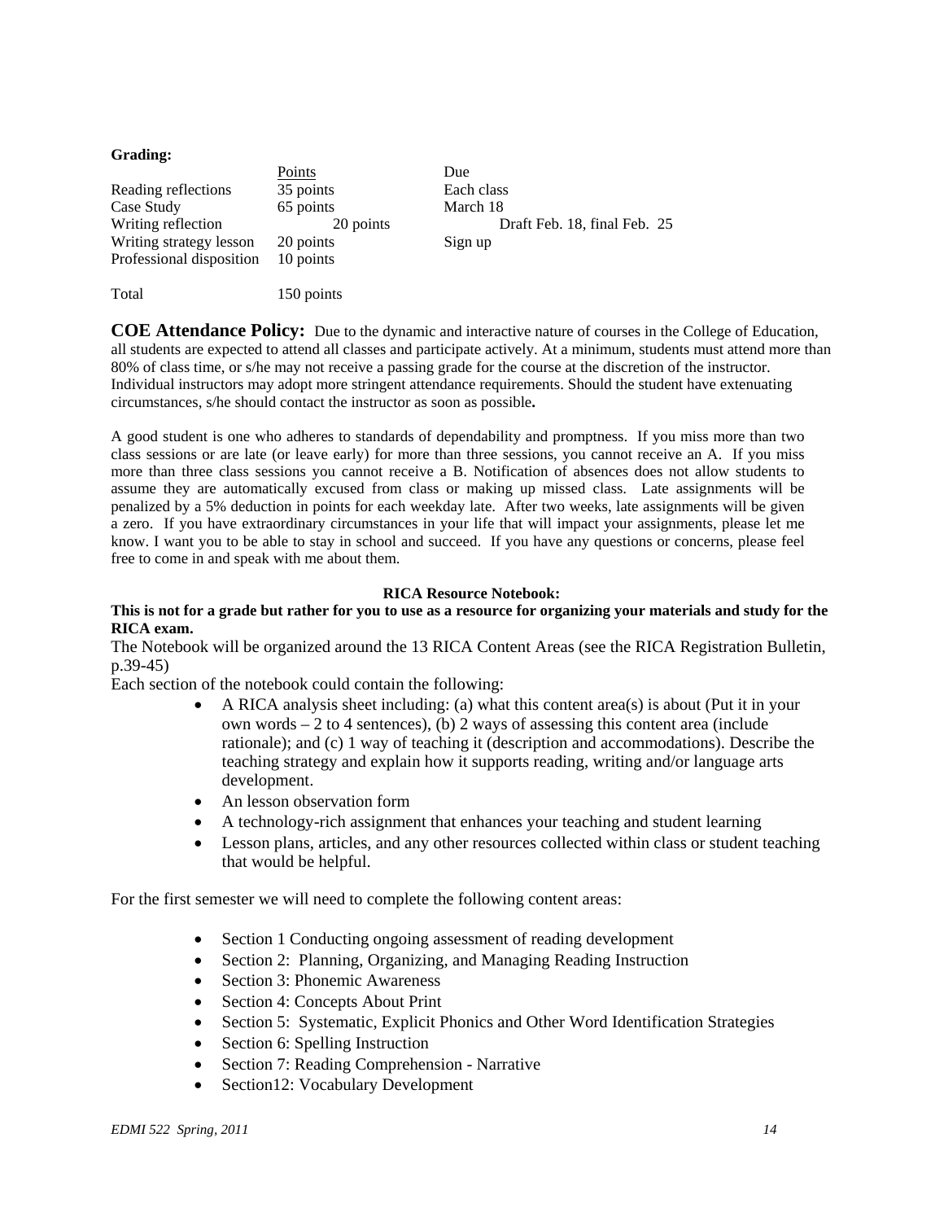**Grading:**

| | Points | Due |
|---|---|---|
| Reading reflections | 35 points | Each class |
| Case Study | 65 points | March 18 |
| Writing reflection | 20 points | Draft Feb. 18, final Feb. 25 |
| Writing strategy lesson | 20 points | Sign up |
| Professional disposition | 10 points | |
| | | |
| Total | 150 points | |

**COE Attendance Policy:** Due to the dynamic and interactive nature of courses in the College of Education, all students are expected to attend all classes and participate actively. At a minimum, students must attend more than 80% of class time, or s/he may not receive a passing grade for the course at the discretion of the instructor. Individual instructors may adopt more stringent attendance requirements. Should the student have extenuating circumstances, s/he should contact the instructor as soon as possible**.**

A good student is one who adheres to standards of dependability and promptness. If you miss more than two class sessions or are late (or leave early) for more than three sessions, you cannot receive an A. If you miss more than three class sessions you cannot receive a B. Notification of absences does not allow students to assume they are automatically excused from class or making up missed class. Late assignments will be penalized by a 5% deduction in points for each weekday late. After two weeks, late assignments will be given a zero. If you have extraordinary circumstances in your life that will impact your assignments, please let me know. I want you to be able to stay in school and succeed. If you have any questions or concerns, please feel free to come in and speak with me about them.

**RICA Resource Notebook:**

**This is not for a grade but rather for you to use as a resource for organizing your materials and study for the RICA exam.**

The Notebook will be organized around the 13 RICA Content Areas (see the RICA Registration Bulletin, p.39-45)

Each section of the notebook could contain the following:

- A RICA analysis sheet including: (a) what this content area(s) is about (Put it in your own words – 2 to 4 sentences), (b) 2 ways of assessing this content area (include rationale); and (c) 1 way of teaching it (description and accommodations). Describe the teaching strategy and explain how it supports reading, writing and/or language arts development.
- An lesson observation form
- A technology-rich assignment that enhances your teaching and student learning
- Lesson plans, articles, and any other resources collected within class or student teaching that would be helpful.

For the first semester we will need to complete the following content areas:

- Section 1 Conducting ongoing assessment of reading development
- Section 2: Planning, Organizing, and Managing Reading Instruction
- Section 3: Phonemic Awareness
- Section 4: Concepts About Print
- Section 5: Systematic, Explicit Phonics and Other Word Identification Strategies
- Section 6: Spelling Instruction
- Section 7: Reading Comprehension - Narrative
- Section12: Vocabulary Development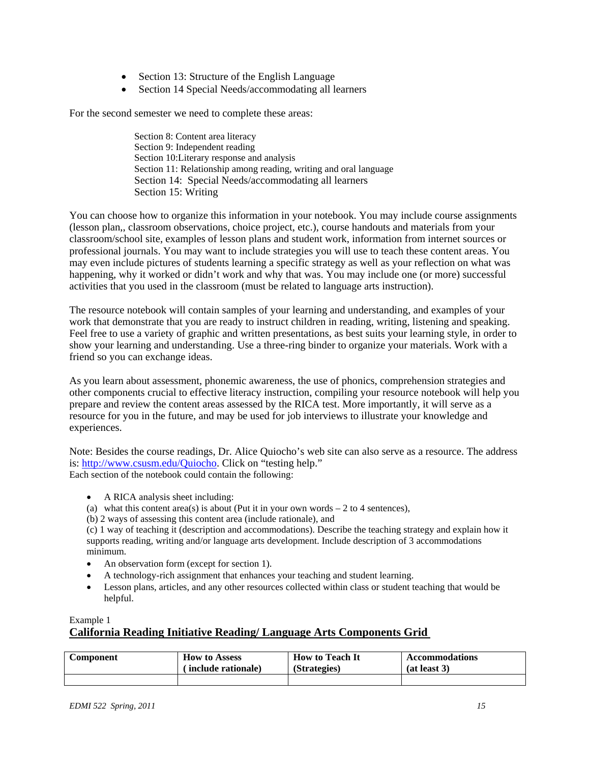- Section 13: Structure of the English Language
- Section 14 Special Needs/accommodating all learners

For the second semester we need to complete these areas:

Section 8: Content area literacy
Section 9: Independent reading
Section 10:Literary response and analysis
Section 11: Relationship among reading, writing and oral language
Section 14: Special Needs/accommodating all learners
Section 15: Writing

You can choose how to organize this information in your notebook. You may include course assignments (lesson plan,, classroom observations, choice project, etc.), course handouts and materials from your classroom/school site, examples of lesson plans and student work, information from internet sources or professional journals. You may want to include strategies you will use to teach these content areas. You may even include pictures of students learning a specific strategy as well as your reflection on what was happening, why it worked or didn't work and why that was. You may include one (or more) successful activities that you used in the classroom (must be related to language arts instruction).

The resource notebook will contain samples of your learning and understanding, and examples of your work that demonstrate that you are ready to instruct children in reading, writing, listening and speaking. Feel free to use a variety of graphic and written presentations, as best suits your learning style, in order to show your learning and understanding. Use a three-ring binder to organize your materials. Work with a friend so you can exchange ideas.

As you learn about assessment, phonemic awareness, the use of phonics, comprehension strategies and other components crucial to effective literacy instruction, compiling your resource notebook will help you prepare and review the content areas assessed by the RICA test. More importantly, it will serve as a resource for you in the future, and may be used for job interviews to illustrate your knowledge and experiences.

Note: Besides the course readings, Dr. Alice Quiocho's web site can also serve as a resource. The address is: http://www.csusm.edu/Quiocho. Click on "testing help."
Each section of the notebook could contain the following:

- A RICA analysis sheet including:
  (a) what this content area(s) is about (Put it in your own words – 2 to 4 sentences),
  (b) 2 ways of assessing this content area (include rationale), and
  (c) 1 way of teaching it (description and accommodations). Describe the teaching strategy and explain how it supports reading, writing and/or language arts development. Include description of 3 accommodations minimum.
- An observation form (except for section 1).
- A technology-rich assignment that enhances your teaching and student learning.
- Lesson plans, articles, and any other resources collected within class or student teaching that would be helpful.

Example 1

**California Reading Initiative Reading/ Language Arts Components Grid**

| Component | How to Assess ( include rationale) | How to Teach It (Strategies) | Accommodations (at least 3) |
|---|---|---|---|
| | | | |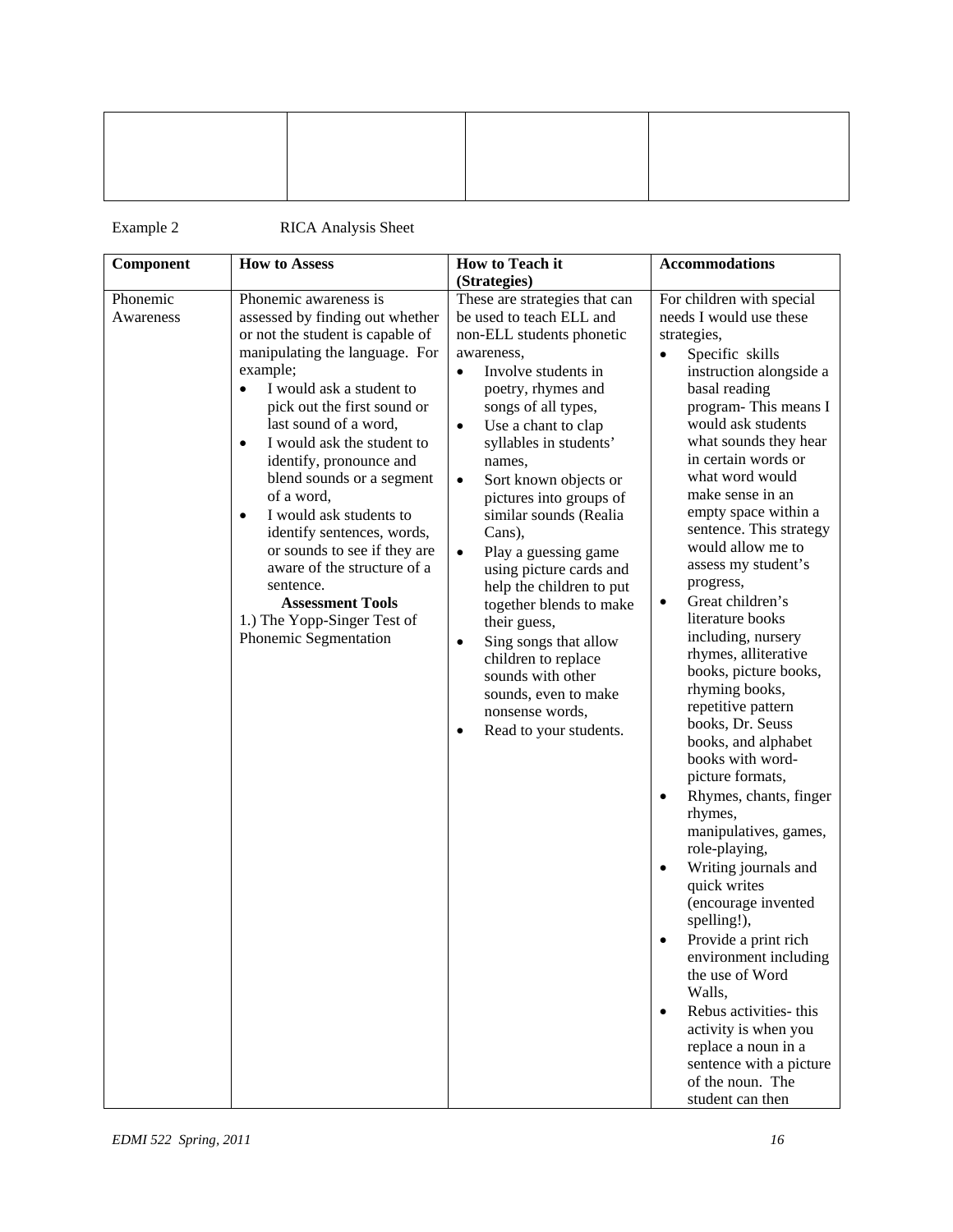| | | | |
|---|---|---|---|
| | | | |

Example 2 RICA Analysis Sheet

| Component | How to Assess | How to Teach it (Strategies) | Accommodations |
|---|---|---|---|
| Phonemic Awareness | Phonemic awareness is assessed by finding out whether or not the student is capable of manipulating the language. For example;<br>• I would ask a student to pick out the first sound or last sound of a word,<br>• I would ask the student to identify, pronounce and blend sounds or a segment of a word,<br>• I would ask students to identify sentences, words, or sounds to see if they are aware of the structure of a sentence.<br>**Assessment Tools**<br>1.) The Yopp-Singer Test of Phonemic Segmentation | These are strategies that can be used to teach ELL and non-ELL students phonetic awareness,<br>• Involve students in poetry, rhymes and songs of all types,<br>• Use a chant to clap syllables in students' names,<br>• Sort known objects or pictures into groups of similar sounds (Realia Cans),<br>• Play a guessing game using picture cards and help the children to put together blends to make their guess,<br>• Sing songs that allow children to replace sounds with other sounds, even to make nonsense words,<br>• Read to your students. | For children with special needs I would use these strategies,<br>• Specific skills instruction alongside a basal reading program- This means I would ask students what sounds they hear in certain words or what word would make sense in an empty space within a sentence. This strategy would allow me to assess my student's progress,<br>• Great children's literature books including, nursery rhymes, alliterative books, picture books, rhyming books, repetitive pattern books, Dr. Seuss books, and alphabet books with word-picture formats,<br>• Rhymes, chants, finger rhymes, manipulatives, games, role-playing,<br>• Writing journals and quick writes (encourage invented spelling!),<br>• Provide a print rich environment including the use of Word Walls,<br>• Rebus activities- this activity is when you replace a noun in a sentence with a picture of the noun. The student can then |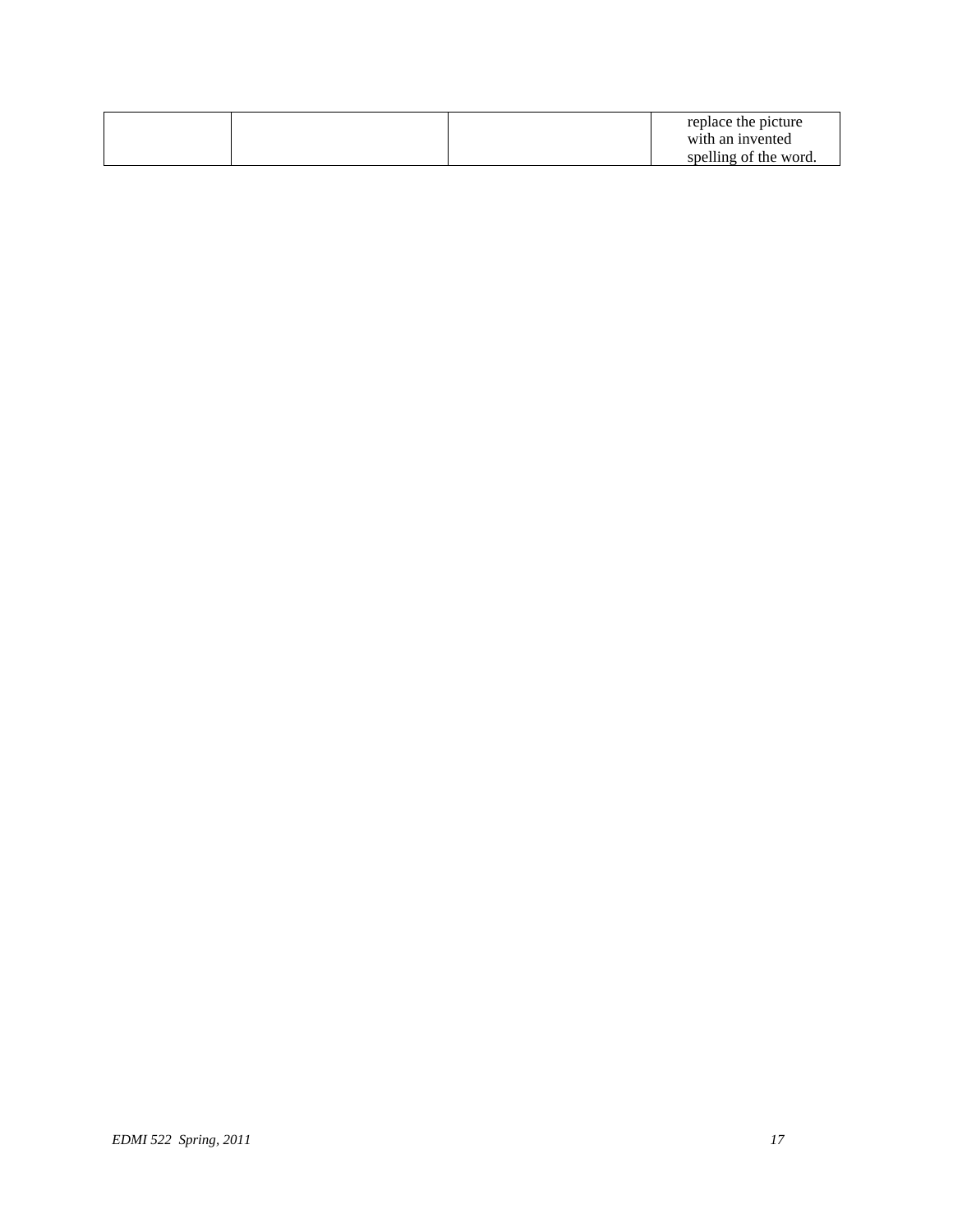| | | | |
|---|---|---|---|
| | | | replace the picture with an invented spelling of the word. |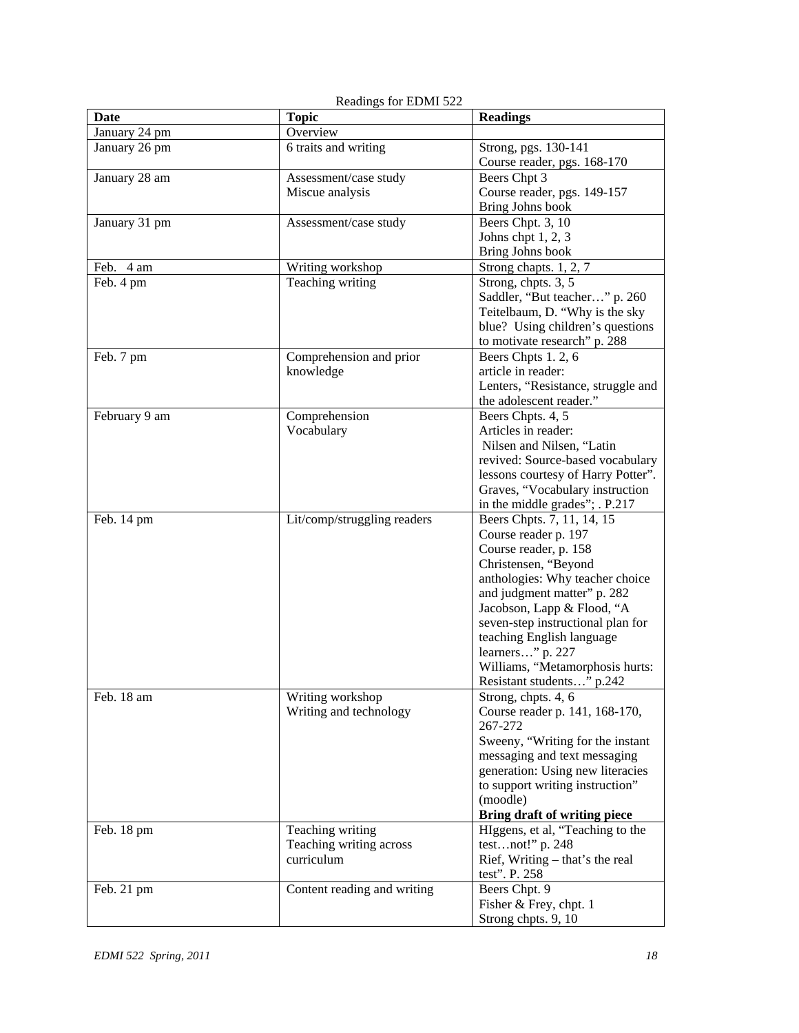Readings for EDMI 522

| Date | Topic | Readings |
|---|---|---|
| January 24 pm | Overview | |
| January 26 pm | 6 traits and writing | Strong, pgs. 130-141<br>Course reader, pgs. 168-170 |
| January 28 am | Assessment/case study<br>Miscue analysis | Beers Chpt 3<br>Course reader, pgs. 149-157<br>Bring Johns book |
| January 31 pm | Assessment/case study | Beers Chpt. 3, 10<br>Johns chpt 1, 2, 3<br>Bring Johns book |
| Feb. 4 am | Writing workshop | Strong chapts. 1, 2, 7 |
| Feb. 4 pm | Teaching writing | Strong, chpts. 3, 5<br>Saddler, "But teacher…" p. 260<br>Teitelbaum, D. "Why is the sky blue? Using children's questions to motivate research" p. 288 |
| Feb. 7 pm | Comprehension and prior knowledge | Beers Chpts 1. 2, 6<br>article in reader:<br>Lenters, "Resistance, struggle and the adolescent reader." |
| February 9 am | Comprehension<br>Vocabulary | Beers Chpts. 4, 5<br>Articles in reader:<br>Nilsen and Nilsen, "Latin revived: Source-based vocabulary lessons courtesy of Harry Potter".<br>Graves, "Vocabulary instruction in the middle grades"; . P.217 |
| Feb. 14 pm | Lit/comp/struggling readers | Beers Chpts. 7, 11, 14, 15<br>Course reader p. 197<br>Course reader, p. 158<br>Christensen, "Beyond anthologies: Why teacher choice and judgment matter" p. 282<br>Jacobson, Lapp & Flood, "A seven-step instructional plan for teaching English language learners…" p. 227<br>Williams, "Metamorphosis hurts: Resistant students…" p.242 |
| Feb. 18 am | Writing workshop<br>Writing and technology | Strong, chpts. 4, 6<br>Course reader p. 141, 168-170, 267-272<br>Sweeny, "Writing for the instant messaging and text messaging generation: Using new literacies to support writing instruction" (moodle)<br>**Bring draft of writing piece** |
| Feb. 18 pm | Teaching writing<br>Teaching writing across curriculum | HIggens, et al, "Teaching to the test…not!" p. 248<br>Rief, Writing – that's the real test". P. 258 |
| Feb. 21 pm | Content reading and writing | Beers Chpt. 9<br>Fisher & Frey, chpt. 1<br>Strong chpts. 9, 10 |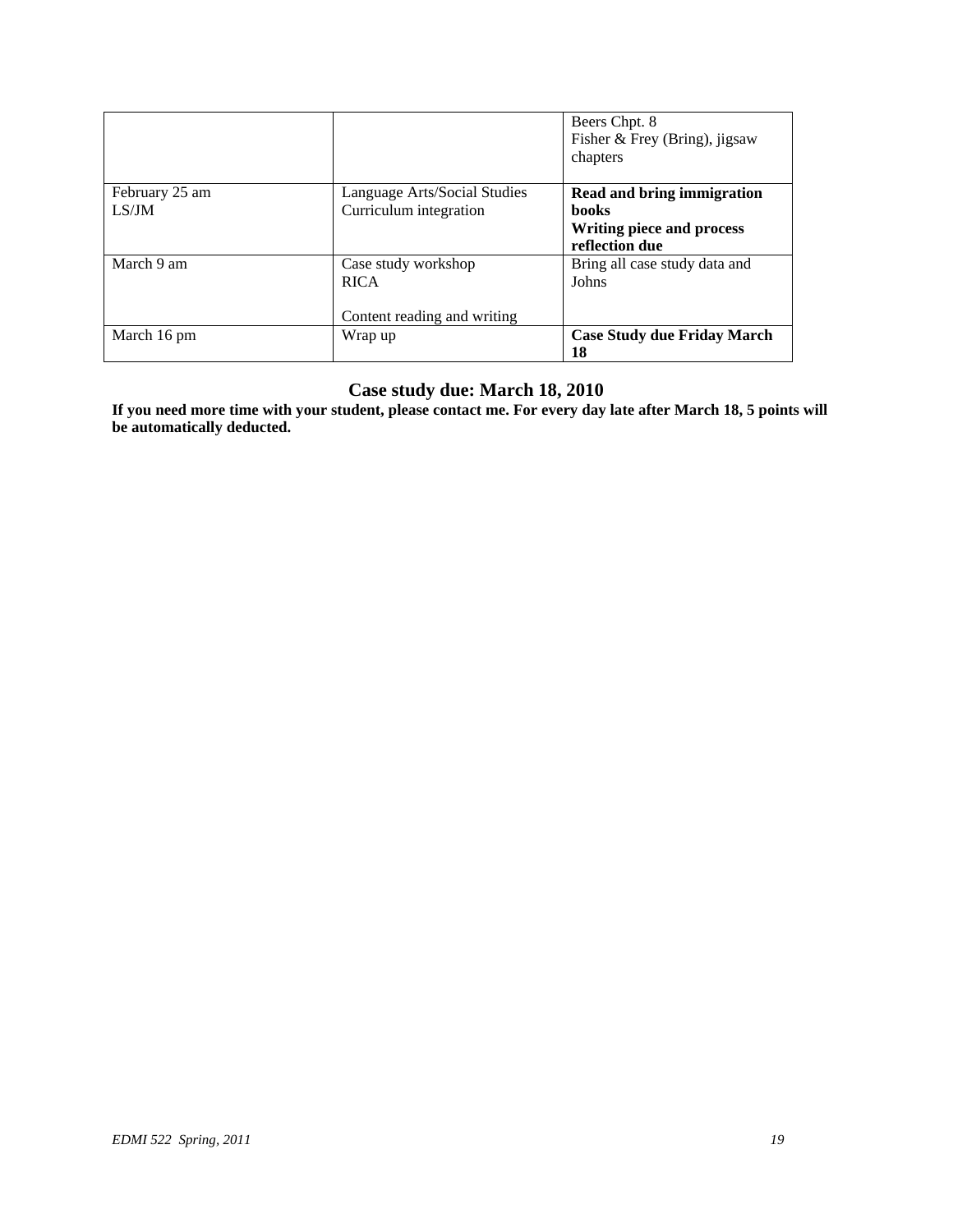| | | |
|---|---|---|
| | | Beers Chpt. 8<br>Fisher & Frey (Bring), jigsaw chapters |
| February 25 am<br>LS/JM | Language Arts/Social Studies Curriculum integration | **Read and bring immigration books**<br>**Writing piece and process reflection due** |
| March 9 am | Case study workshop<br>RICA<br><br>Content reading and writing | Bring all case study data and Johns |
| March 16 pm | Wrap up | **Case Study due Friday March 18** |

## Case study due: March 18, 2010

**If you need more time with your student, please contact me. For every day late after March 18, 5 points will be automatically deducted.**